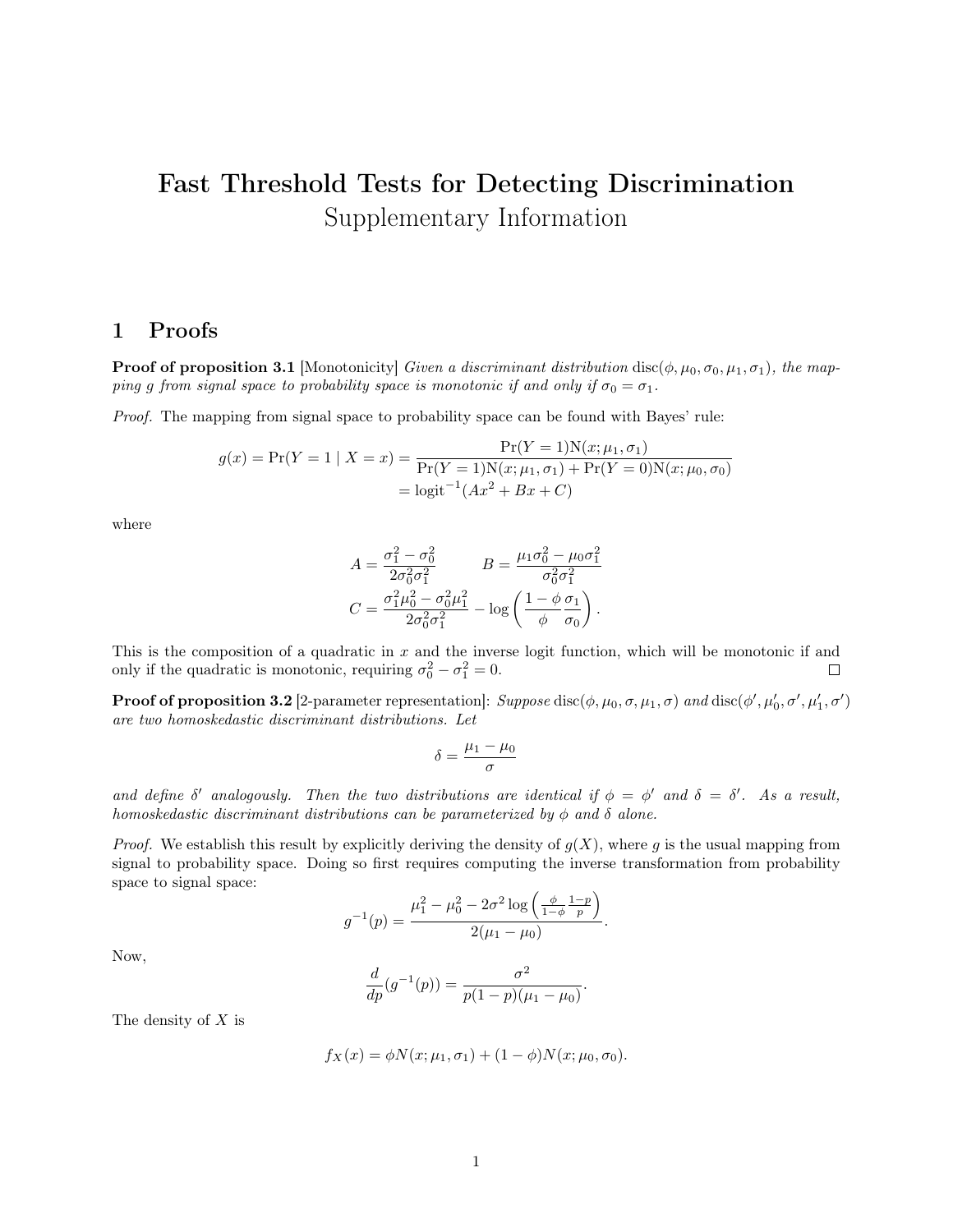# Fast Threshold Tests for Detecting Discrimination

Supplementary Information

## 1 Proofs

**Proof of proposition 3.1** [Monotonicity] *Given a discriminant distribution* $\text{disc}(\phi, \mu_0, \sigma_0, \mu_1, \sigma_1)$*, the mapping* $g$ *from signal space to probability space is monotonic if and only if* $\sigma_0 = \sigma_1$*.*

*Proof.* The mapping from signal space to probability space can be found with Bayes' rule:

$$
\begin{aligned}
g(x) = \Pr(Y = 1 \mid X = x) &= \frac{\Pr(Y = 1)\text{N}(x; \mu_1, \sigma_1)}{\Pr(Y = 1)\text{N}(x; \mu_1, \sigma_1) + \Pr(Y = 0)\text{N}(x; \mu_0, \sigma_0)} \\
&= \text{logit}^{-1}(Ax^2 + Bx + C)
\end{aligned}
$$

where

$$
\begin{aligned}
A &= \frac{\sigma_1^2 - \sigma_0^2}{2\sigma_0^2\sigma_1^2} \qquad B = \frac{\mu_1\sigma_0^2 - \mu_0\sigma_1^2}{\sigma_0^2\sigma_1^2} \\
C &= \frac{\sigma_1^2\mu_0^2 - \sigma_0^2\mu_1^2}{2\sigma_0^2\sigma_1^2} - \log\left(\frac{1-\phi}{\phi}\frac{\sigma_1}{\sigma_0}\right).
\end{aligned}
$$

This is the composition of a quadratic in $x$ and the inverse logit function, which will be monotonic if and only if the quadratic is monotonic, requiring $\sigma_0^2 - \sigma_1^2 = 0$. $\square$

**Proof of proposition 3.2** [2-parameter representation]: *Suppose* $\text{disc}(\phi, \mu_0, \sigma, \mu_1, \sigma)$ *and* $\text{disc}(\phi', \mu_0', \sigma', \mu_1', \sigma')$ *are two homoskedastic discriminant distributions. Let*

$$
\delta = \frac{\mu_1 - \mu_0}{\sigma}
$$

*and define* $\delta'$ *analogously. Then the two distributions are identical if* $\phi = \phi'$ *and* $\delta = \delta'$*. As a result, homoskedastic discriminant distributions can be parameterized by* $\phi$ *and* $\delta$ *alone.*

*Proof.* We establish this result by explicitly deriving the density of $g(X)$, where $g$ is the usual mapping from signal to probability space. Doing so first requires computing the inverse transformation from probability space to signal space:

$$
g^{-1}(p) = \frac{\mu_1^2 - \mu_0^2 - 2\sigma^2 \log\left(\frac{\phi}{1-\phi}\frac{1-p}{p}\right)}{2(\mu_1 - \mu_0)}.
$$

Now,

$$
\frac{d}{dp}(g^{-1}(p)) = \frac{\sigma^2}{p(1-p)(\mu_1 - \mu_0)}.
$$

The density of $X$ is

$$
f_X(x) = \phi N(x; \mu_1, \sigma_1) + (1 - \phi)N(x; \mu_0, \sigma_0).
$$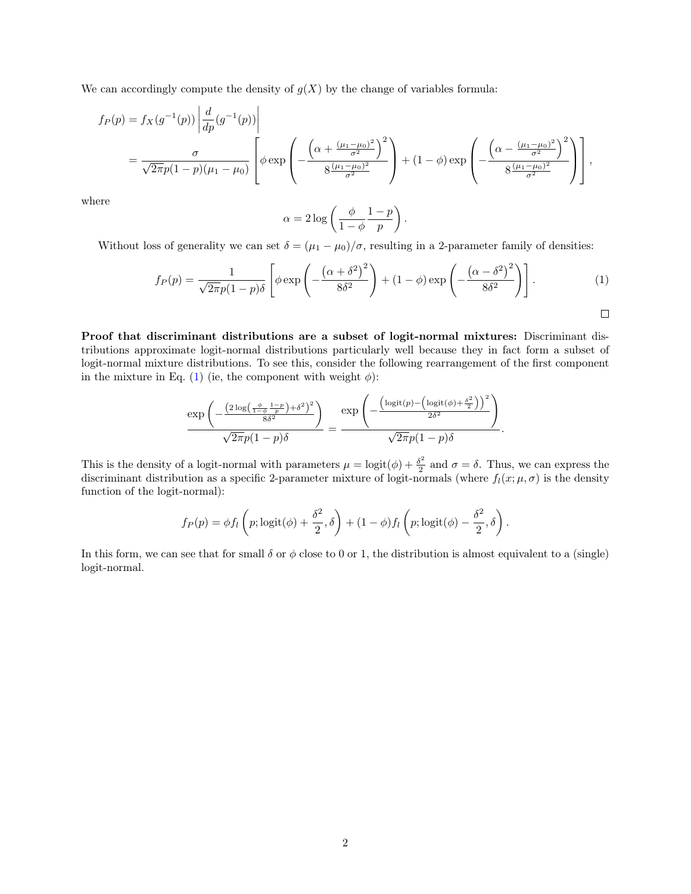We can accordingly compute the density of $g(X)$ by the change of variables formula:

$$
\begin{aligned}
f_P(p) &= f_X(g^{-1}(p)) \left| \frac{d}{dp}(g^{-1}(p)) \right| \\
&= \frac{\sigma}{\sqrt{2\pi} p(1-p)(\mu_1 - \mu_0)} \left[ \phi \exp\left( -\frac{\left(\alpha + \frac{(\mu_1-\mu_0)^2}{\sigma^2}\right)^2}{8\frac{(\mu_1-\mu_0)^2}{\sigma^2}} \right) + (1-\phi) \exp\left( -\frac{\left(\alpha - \frac{(\mu_1-\mu_0)^2}{\sigma^2}\right)^2}{8\frac{(\mu_1-\mu_0)^2}{\sigma^2}} \right) \right],
\end{aligned}
$$

where

$$
\alpha = 2 \log\left( \frac{\phi}{1-\phi} \frac{1-p}{p} \right).
$$

Without loss of generality we can set $\delta = (\mu_1 - \mu_0)/\sigma$, resulting in a 2-parameter family of densities:

$$
f_P(p) = \frac{1}{\sqrt{2\pi} p(1-p)\delta} \left[ \phi \exp\left( -\frac{\left(\alpha + \delta^2\right)^2}{8\delta^2} \right) + (1-\phi) \exp\left( -\frac{\left(\alpha - \delta^2\right)^2}{8\delta^2} \right) \right]. \tag{1}
$$

□

**Proof that discriminant distributions are a subset of logit-normal mixtures:** Discriminant distributions approximate logit-normal distributions particularly well because they in fact form a subset of logit-normal mixture distributions. To see this, consider the following rearrangement of the first component in the mixture in Eq. (1) (ie, the component with weight $\phi$):

$$
\frac{\exp\left( -\frac{\left(2\log\left(\frac{\phi}{1-\phi}\frac{1-p}{p}\right) + \delta^2\right)^2}{8\delta^2} \right)}{\sqrt{2\pi} p(1-p)\delta} = \frac{\exp\left( -\frac{\left(\text{logit}(p) - \left(\text{logit}(\phi) + \frac{\delta^2}{2}\right)\right)^2}{2\delta^2} \right)}{\sqrt{2\pi} p(1-p)\delta}.
$$

This is the density of a logit-normal with parameters $\mu = \text{logit}(\phi) + \frac{\delta^2}{2}$ and $\sigma = \delta$. Thus, we can express the discriminant distribution as a specific 2-parameter mixture of logit-normals (where $f_l(x; \mu, \sigma)$ is the density function of the logit-normal):

$$
f_P(p) = \phi f_l\left(p; \text{logit}(\phi) + \frac{\delta^2}{2}, \delta\right) + (1-\phi) f_l\left(p; \text{logit}(\phi) - \frac{\delta^2}{2}, \delta\right).
$$

In this form, we can see that for small $\delta$ or $\phi$ close to 0 or 1, the distribution is almost equivalent to a (single) logit-normal.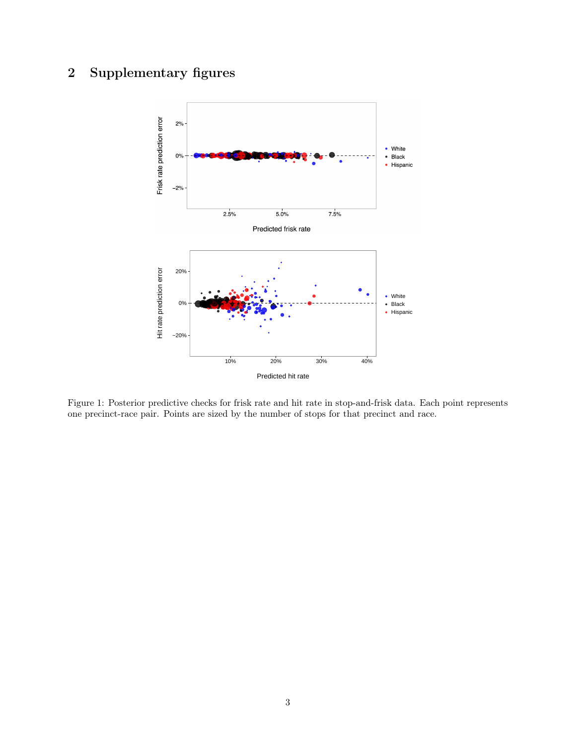## 2 Supplementary figures

Figure 1: Posterior predictive checks for frisk rate and hit rate in stop-and-frisk data. Each point represents one precinct-race pair. Points are sized by the number of stops for that precinct and race.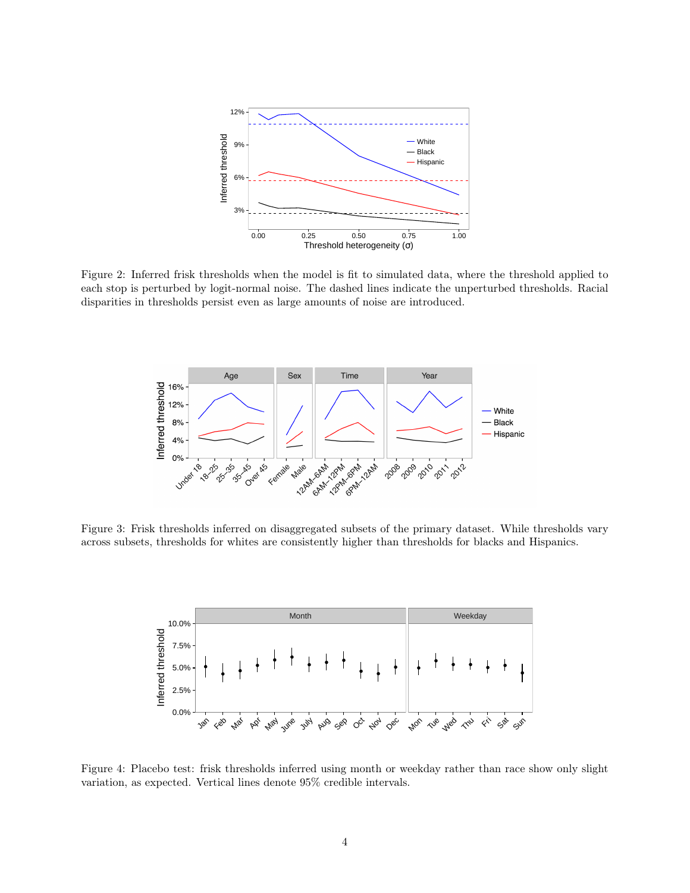Figure 2: Inferred frisk thresholds when the model is fit to simulated data, where the threshold applied to each stop is perturbed by logit-normal noise. The dashed lines indicate the unperturbed thresholds. Racial disparities in thresholds persist even as large amounts of noise are introduced.

Figure 3: Frisk thresholds inferred on disaggregated subsets of the primary dataset. While thresholds vary across subsets, thresholds for whites are consistently higher than thresholds for blacks and Hispanics.

Figure 4: Placebo test: frisk thresholds inferred using month or weekday rather than race show only slight variation, as expected. Vertical lines denote 95% credible intervals.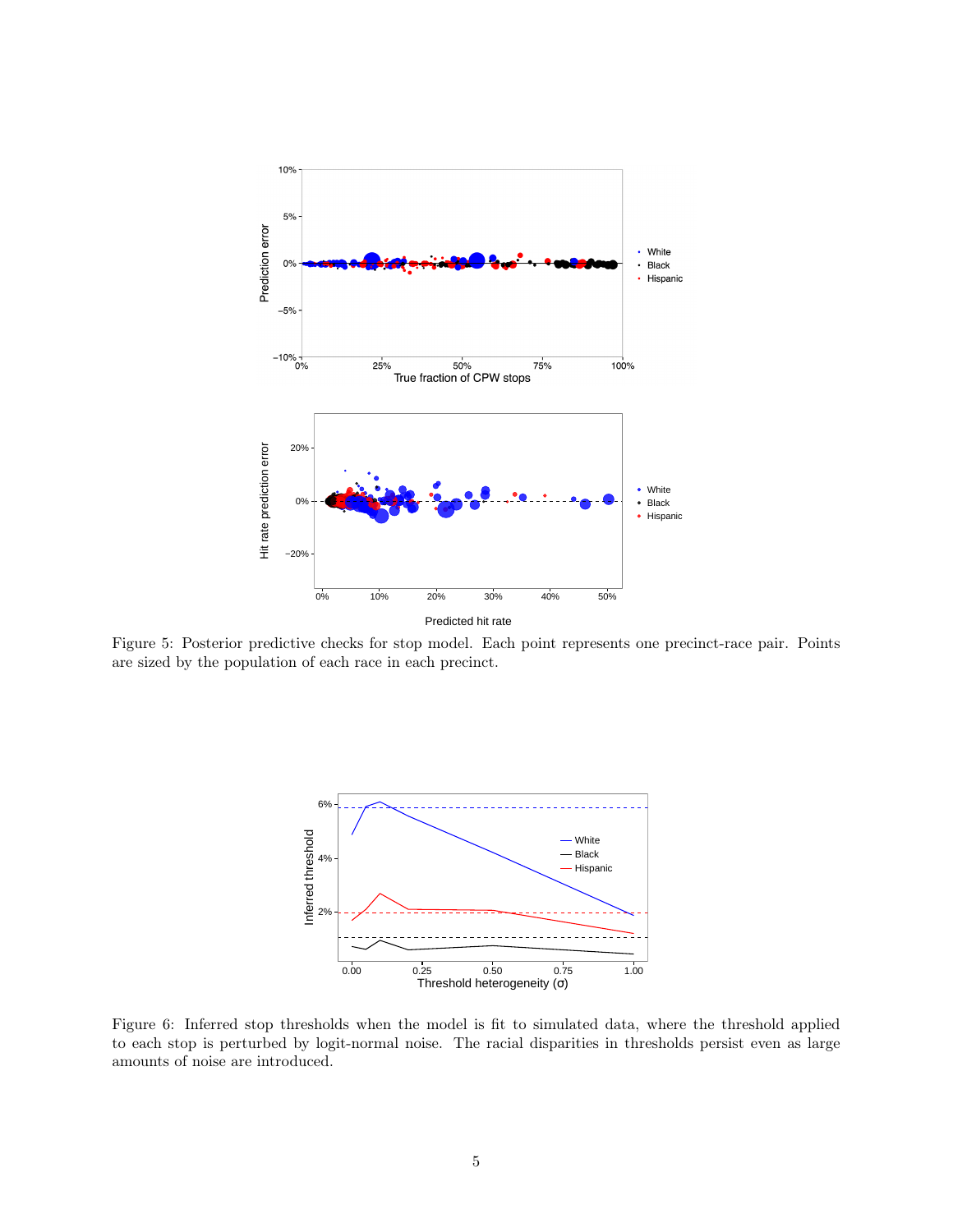Figure 5: Posterior predictive checks for stop model. Each point represents one precinct-race pair. Points are sized by the population of each race in each precinct.

Figure 6: Inferred stop thresholds when the model is fit to simulated data, where the threshold applied to each stop is perturbed by logit-normal noise. The racial disparities in thresholds persist even as large amounts of noise are introduced.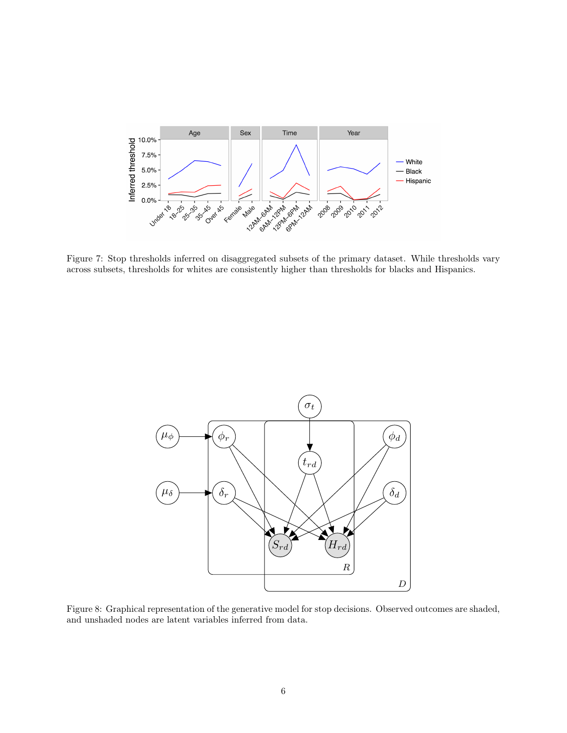Age Sex Time Year

Inferred threshold

10.0%
7.5%
5.0%
2.5%
0.0%

Under 18
18–25
25–35
35–45
Over 45
Female
Male
12AM–6AM
6AM–12PM
12PM–6PM
6PM–12AM
2008
2009
2010
2011
2012

White
Black
Hispanic

Figure 7: Stop thresholds inferred on disaggregated subsets of the primary dataset. While thresholds vary across subsets, thresholds for whites are consistently higher than thresholds for blacks and Hispanics.

$\sigma_t$
$\mu_\phi$
$\phi_r$
$\phi_d$
$t_{rd}$
$\mu_\delta$
$\delta_r$
$\delta_d$
$S_{rd}$
$H_{rd}$
$R$
$D$

Figure 8: Graphical representation of the generative model for stop decisions. Observed outcomes are shaded, and unshaded nodes are latent variables inferred from data.